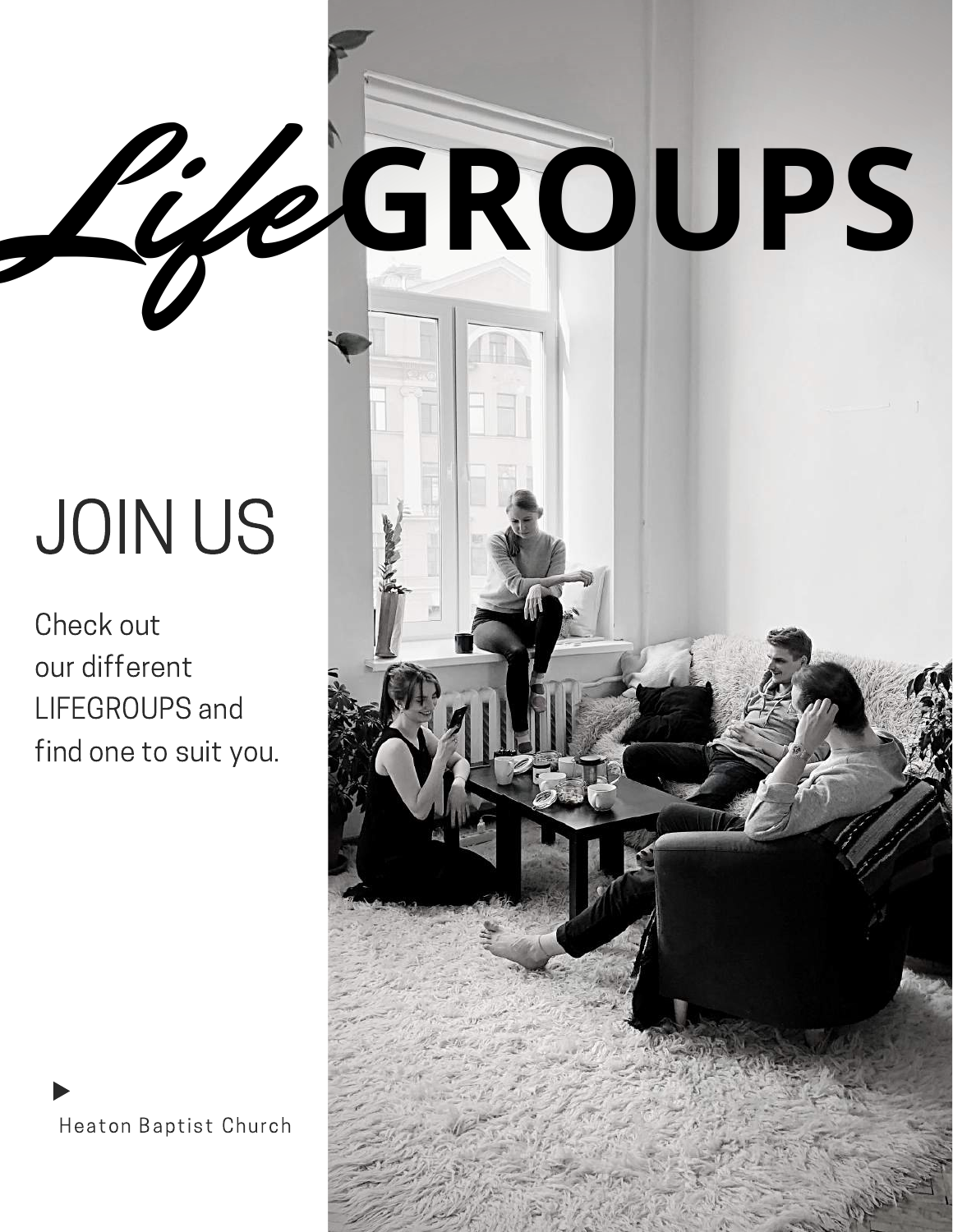# *Life* GROUPS

## JOIN US

Check out
our different
LIFEGROUPS and
find one to suit you.

Heaton Baptist Church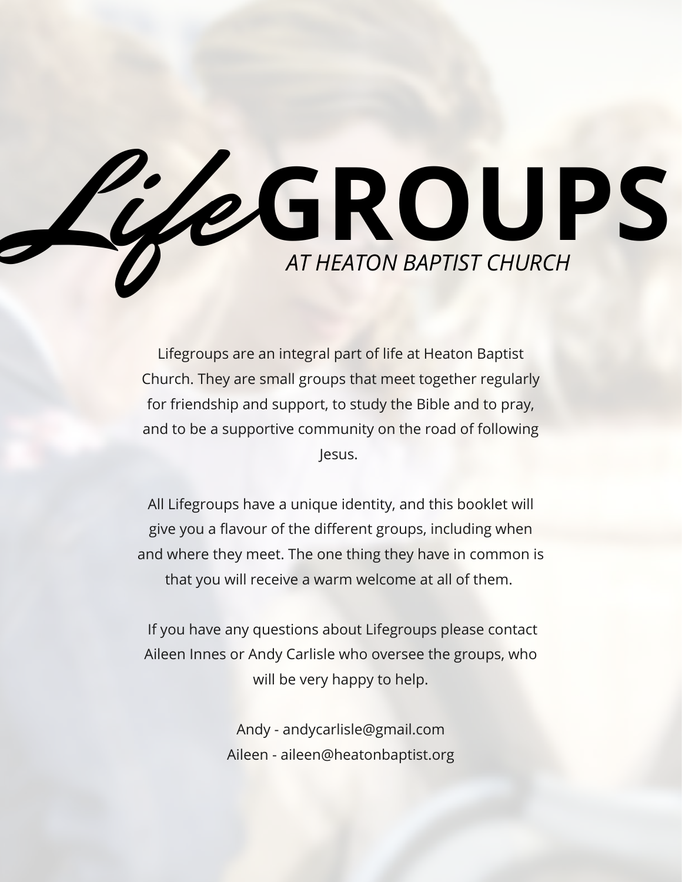# *Life*GROUPS

## *AT HEATON BAPTIST CHURCH*

Lifegroups are an integral part of life at Heaton Baptist Church. They are small groups that meet together regularly for friendship and support, to study the Bible and to pray, and to be a supportive community on the road of following Jesus.

All Lifegroups have a unique identity, and this booklet will give you a flavour of the different groups, including when and where they meet. The one thing they have in common is that you will receive a warm welcome at all of them.

If you have any questions about Lifegroups please contact Aileen Innes or Andy Carlisle who oversee the groups, who will be very happy to help.

Andy - andycarlisle@gmail.com
Aileen - aileen@heatonbaptist.org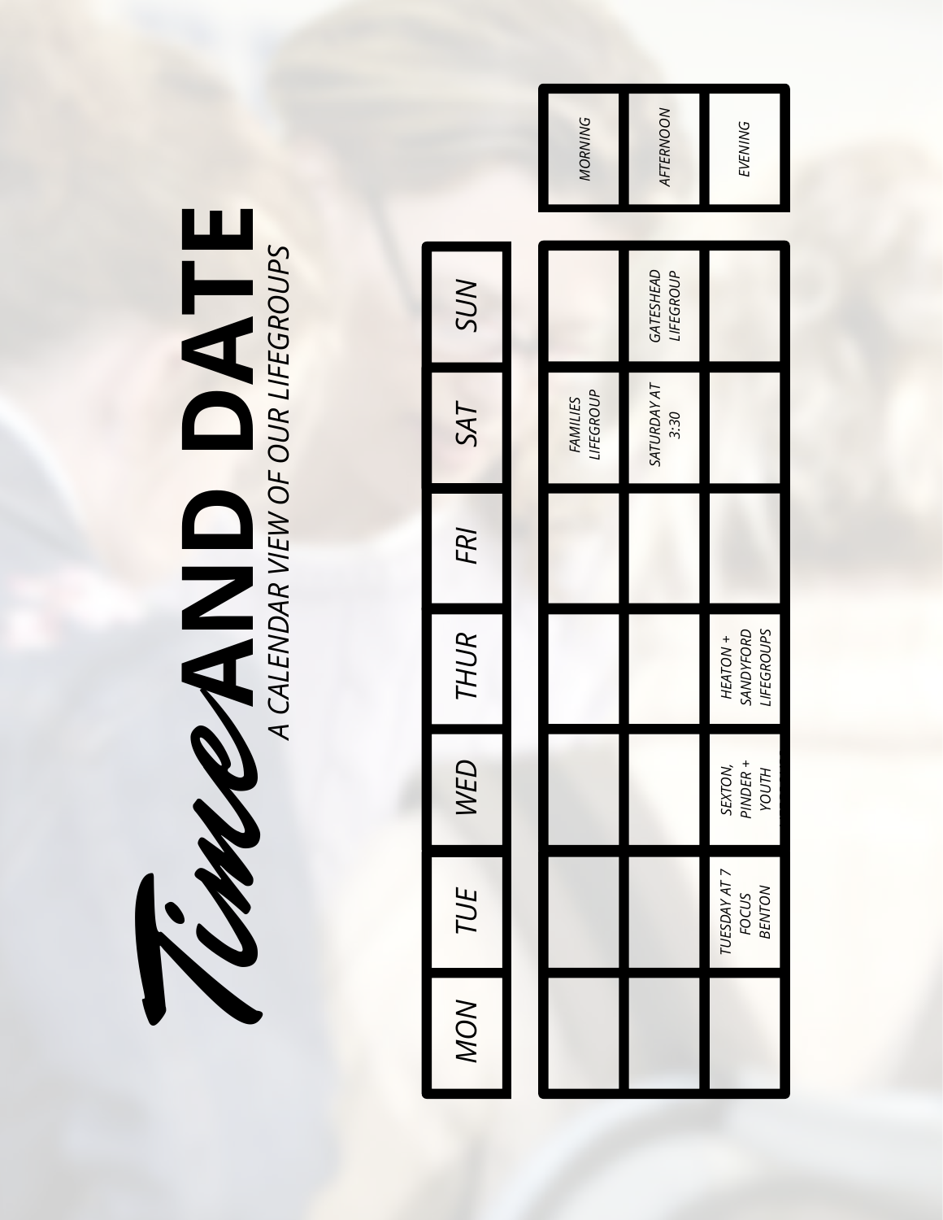# *Time* AND DATE

## A CALENDAR VIEW OF OUR LIFEGROUPS

| | MON | TUE | WED | THUR | FRI | SAT | SUN |
|---|---|---|---|---|---|---|---|
| MORNING | | | | | | FAMILIES LIFEGROUP | |
| AFTERNOON | | | | | | SATURDAY AT 3:30 | GATESHEAD LIFEGROUP |
| EVENING | | TUESDAY AT 7 FOCUS BENTON | SEXTON, PINDER + YOUTH | HEATON + SANDYFORD LIFEGROUPS | | | |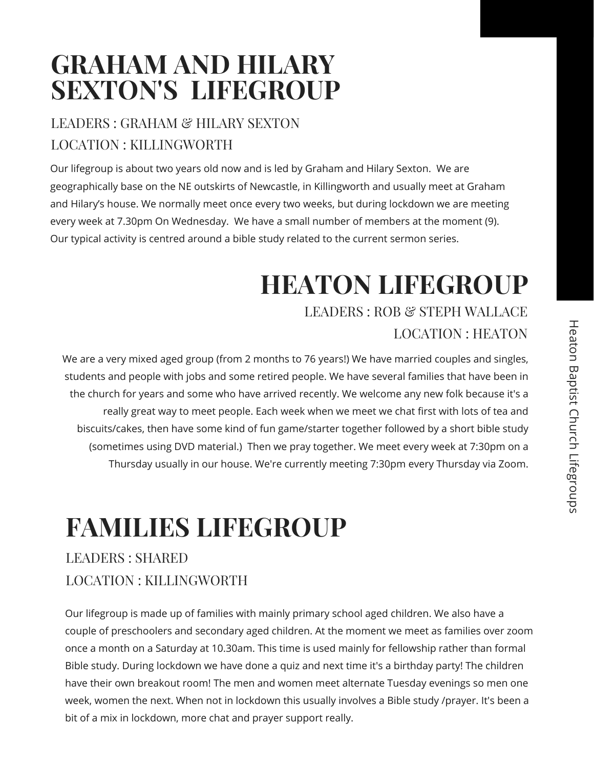# GRAHAM AND HILARY SEXTON'S LIFEGROUP

LEADERS : GRAHAM & HILARY SEXTON

LOCATION : KILLINGWORTH

Our lifegroup is about two years old now and is led by Graham and Hilary Sexton. We are geographically base on the NE outskirts of Newcastle, in Killingworth and usually meet at Graham and Hilary's house. We normally meet once every two weeks, but during lockdown we are meeting every week at 7.30pm On Wednesday. We have a small number of members at the moment (9). Our typical activity is centred around a bible study related to the current sermon series.

# HEATON LIFEGROUP

LEADERS : ROB & STEPH WALLACE

LOCATION : HEATON

We are a very mixed aged group (from 2 months to 76 years!) We have married couples and singles, students and people with jobs and some retired people. We have several families that have been in the church for years and some who have arrived recently. We welcome any new folk because it's a really great way to meet people. Each week when we meet we chat first with lots of tea and biscuits/cakes, then have some kind of fun game/starter together followed by a short bible study (sometimes using DVD material.) Then we pray together. We meet every week at 7:30pm on a Thursday usually in our house. We're currently meeting 7:30pm every Thursday via Zoom.

# FAMILIES LIFEGROUP

LEADERS : SHARED

LOCATION : KILLINGWORTH

Our lifegroup is made up of families with mainly primary school aged children. We also have a couple of preschoolers and secondary aged children. At the moment we meet as families over zoom once a month on a Saturday at 10.30am. This time is used mainly for fellowship rather than formal Bible study. During lockdown we have done a quiz and next time it's a birthday party! The children have their own breakout room! The men and women meet alternate Tuesday evenings so men one week, women the next. When not in lockdown this usually involves a Bible study /prayer. It's been a bit of a mix in lockdown, more chat and prayer support really.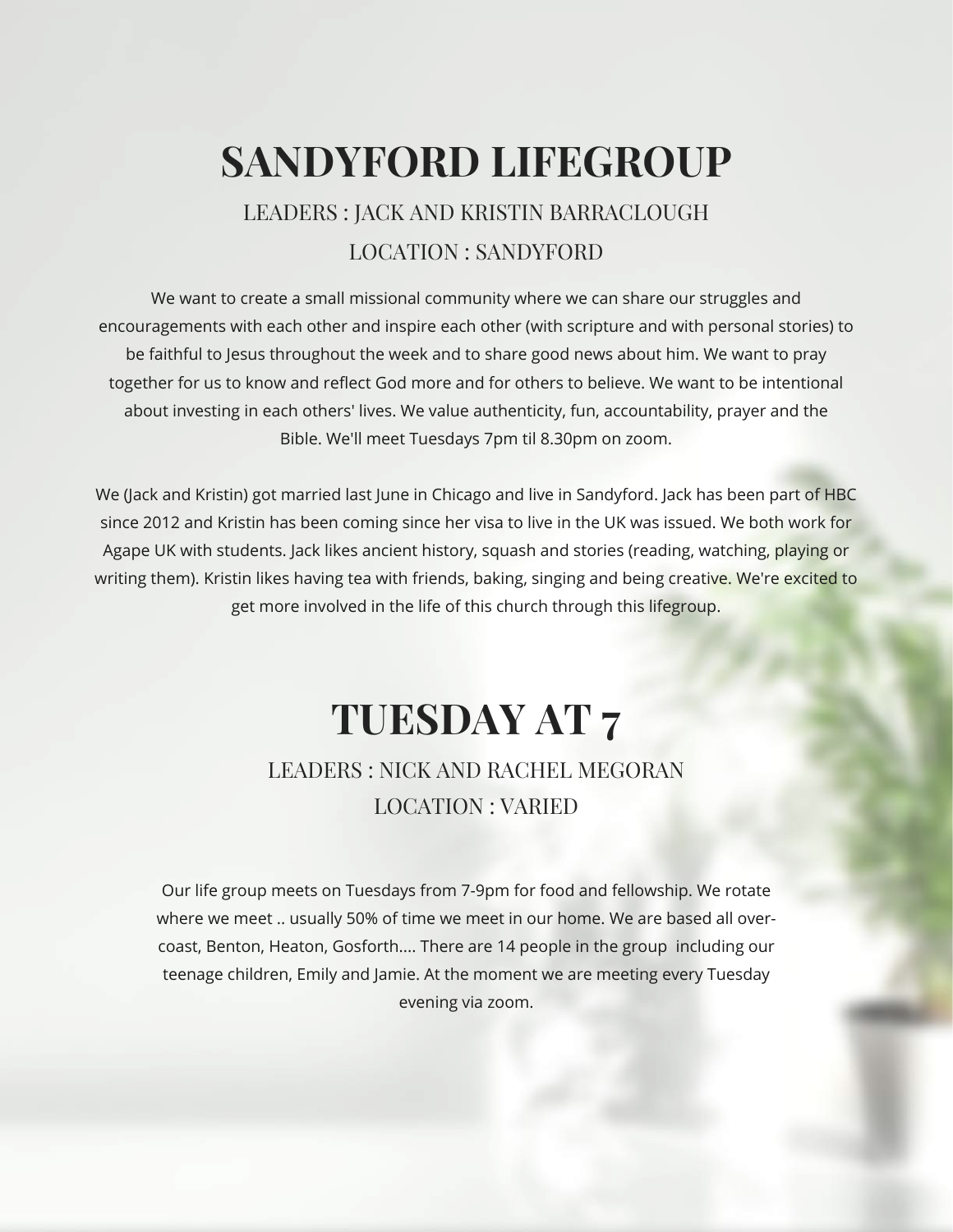# SANDYFORD LIFEGROUP

LEADERS : JACK AND KRISTIN BARRACLOUGH

LOCATION : SANDYFORD

We want to create a small missional community where we can share our struggles and encouragements with each other and inspire each other (with scripture and with personal stories) to be faithful to Jesus throughout the week and to share good news about him. We want to pray together for us to know and reflect God more and for others to believe. We want to be intentional about investing in each others' lives. We value authenticity, fun, accountability, prayer and the Bible. We'll meet Tuesdays 7pm til 8.30pm on zoom.

We (Jack and Kristin) got married last June in Chicago and live in Sandyford. Jack has been part of HBC since 2012 and Kristin has been coming since her visa to live in the UK was issued. We both work for Agape UK with students. Jack likes ancient history, squash and stories (reading, watching, playing or writing them). Kristin likes having tea with friends, baking, singing and being creative. We're excited to get more involved in the life of this church through this lifegroup.

# TUESDAY AT 7

LEADERS : NICK AND RACHEL MEGORAN

LOCATION : VARIED

Our life group meets on Tuesdays from 7-9pm for food and fellowship. We rotate where we meet .. usually 50% of time we meet in our home. We are based all over-coast, Benton, Heaton, Gosforth.... There are 14 people in the group including our teenage children, Emily and Jamie. At the moment we are meeting every Tuesday evening via zoom.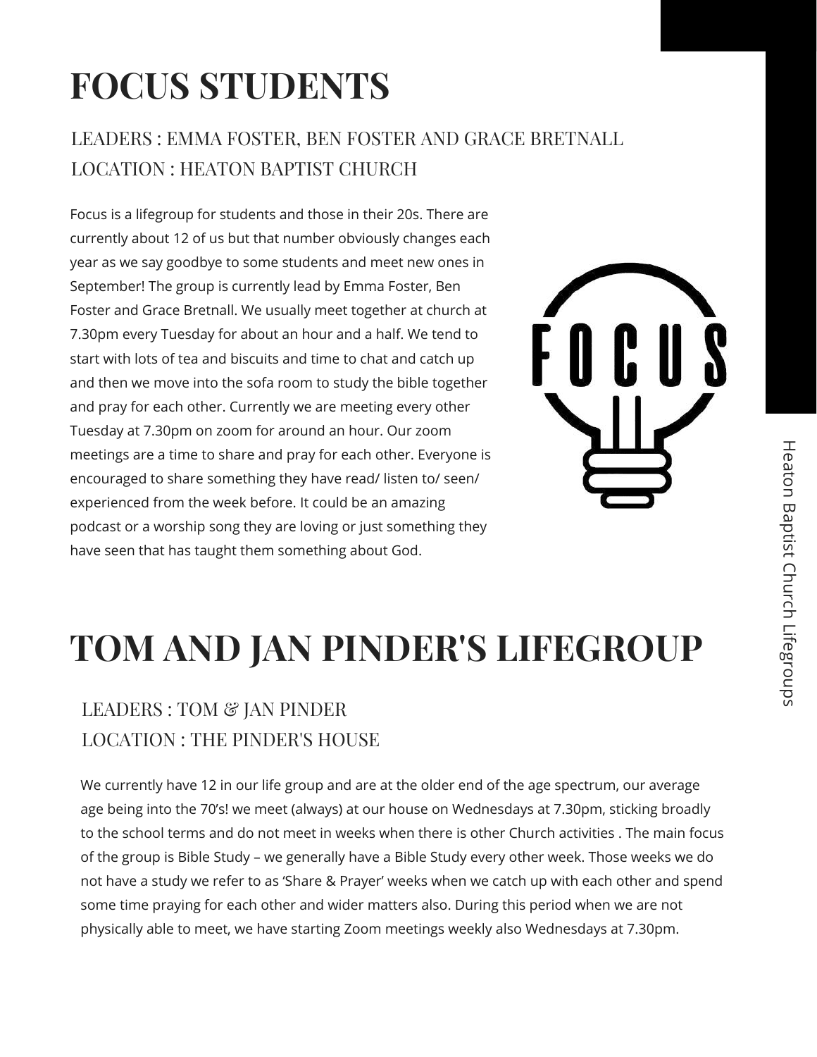# FOCUS STUDENTS

LEADERS : EMMA FOSTER, BEN FOSTER AND GRACE BRETNALL
LOCATION : HEATON BAPTIST CHURCH

Focus is a lifegroup for students and those in their 20s. There are currently about 12 of us but that number obviously changes each year as we say goodbye to some students and meet new ones in September! The group is currently lead by Emma Foster, Ben Foster and Grace Bretnall. We usually meet together at church at 7.30pm every Tuesday for about an hour and a half. We tend to start with lots of tea and biscuits and time to chat and catch up and then we move into the sofa room to study the bible together and pray for each other. Currently we are meeting every other Tuesday at 7.30pm on zoom for around an hour. Our zoom meetings are a time to share and pray for each other. Everyone is encouraged to share something they have read/ listen to/ seen/ experienced from the week before. It could be an amazing podcast or a worship song they are loving or just something they have seen that has taught them something about God.

# TOM AND JAN PINDER'S LIFEGROUP

LEADERS : TOM & JAN PINDER
LOCATION : THE PINDER'S HOUSE

We currently have 12 in our life group and are at the older end of the age spectrum, our average age being into the 70's! we meet (always) at our house on Wednesdays at 7.30pm, sticking broadly to the school terms and do not meet in weeks when there is other Church activities . The main focus of the group is Bible Study – we generally have a Bible Study every other week. Those weeks we do not have a study we refer to as 'Share & Prayer' weeks when we catch up with each other and spend some time praying for each other and wider matters also. During this period when we are not physically able to meet, we have starting Zoom meetings weekly also Wednesdays at 7.30pm.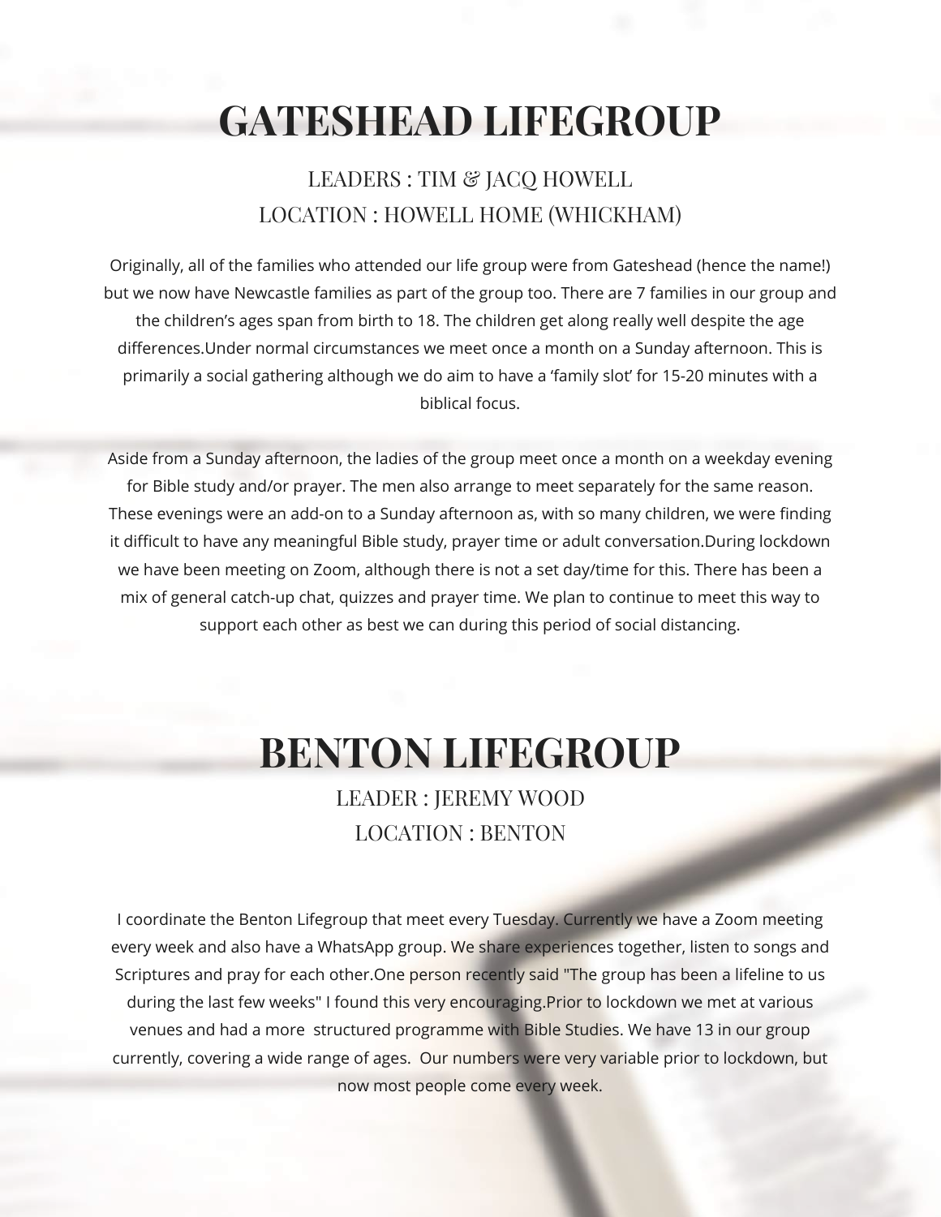# GATESHEAD LIFEGROUP

LEADERS : TIM & JACQ HOWELL
LOCATION : HOWELL HOME (WHICKHAM)

Originally, all of the families who attended our life group were from Gateshead (hence the name!) but we now have Newcastle families as part of the group too. There are 7 families in our group and the children's ages span from birth to 18. The children get along really well despite the age differences.Under normal circumstances we meet once a month on a Sunday afternoon. This is primarily a social gathering although we do aim to have a 'family slot' for 15-20 minutes with a biblical focus.

Aside from a Sunday afternoon, the ladies of the group meet once a month on a weekday evening for Bible study and/or prayer. The men also arrange to meet separately for the same reason. These evenings were an add-on to a Sunday afternoon as, with so many children, we were finding it difficult to have any meaningful Bible study, prayer time or adult conversation.During lockdown we have been meeting on Zoom, although there is not a set day/time for this. There has been a mix of general catch-up chat, quizzes and prayer time. We plan to continue to meet this way to support each other as best we can during this period of social distancing.

# BENTON LIFEGROUP

LEADER : JEREMY WOOD
LOCATION : BENTON

I coordinate the Benton Lifegroup that meet every Tuesday. Currently we have a Zoom meeting every week and also have a WhatsApp group. We share experiences together, listen to songs and Scriptures and pray for each other.One person recently said "The group has been a lifeline to us during the last few weeks" I found this very encouraging.Prior to lockdown we met at various venues and had a more structured programme with Bible Studies. We have 13 in our group currently, covering a wide range of ages. Our numbers were very variable prior to lockdown, but now most people come every week.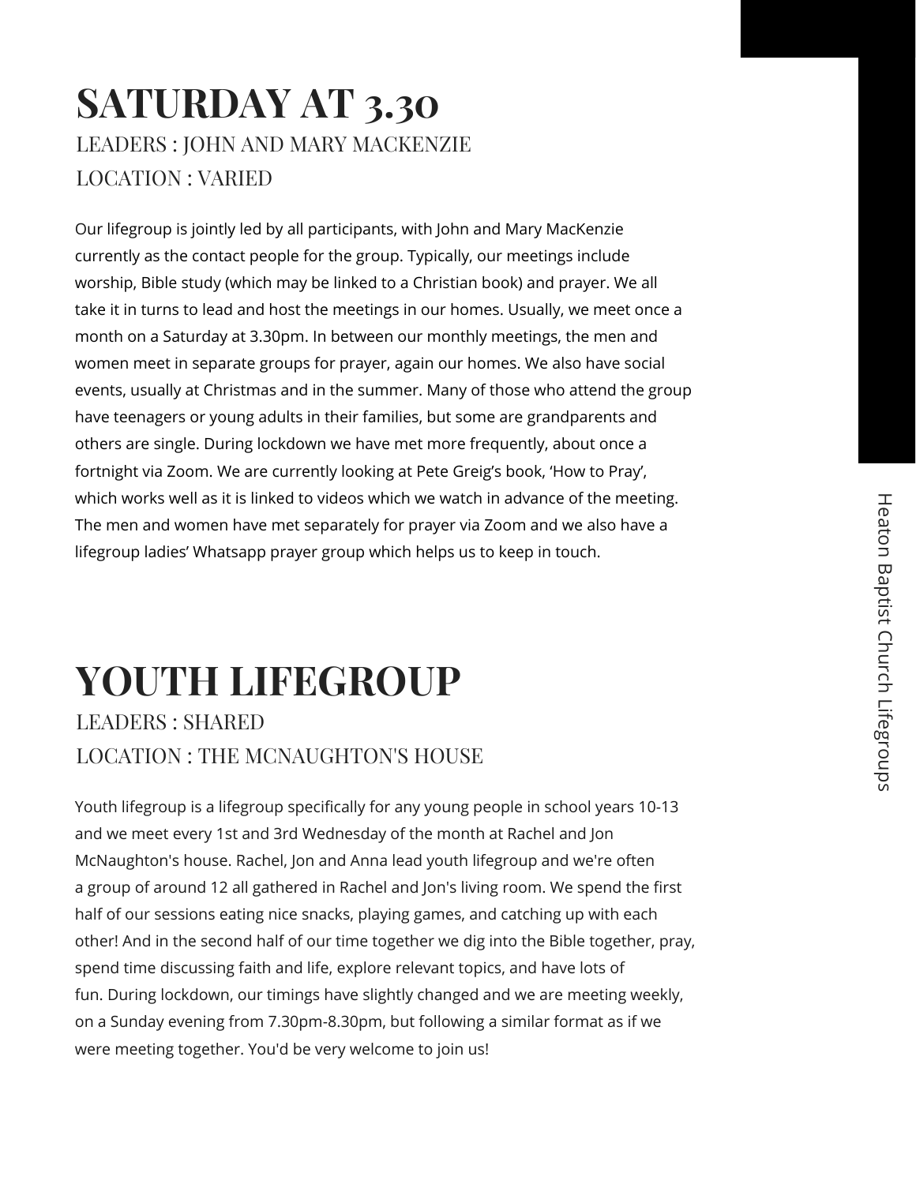# SATURDAY AT 3.30

LEADERS : JOHN AND MARY MACKENZIE

LOCATION : VARIED

Our lifegroup is jointly led by all participants, with John and Mary MacKenzie currently as the contact people for the group. Typically, our meetings include worship, Bible study (which may be linked to a Christian book) and prayer. We all take it in turns to lead and host the meetings in our homes. Usually, we meet once a month on a Saturday at 3.30pm. In between our monthly meetings, the men and women meet in separate groups for prayer, again our homes. We also have social events, usually at Christmas and in the summer. Many of those who attend the group have teenagers or young adults in their families, but some are grandparents and others are single. During lockdown we have met more frequently, about once a fortnight via Zoom. We are currently looking at Pete Greig's book, 'How to Pray', which works well as it is linked to videos which we watch in advance of the meeting. The men and women have met separately for prayer via Zoom and we also have a lifegroup ladies' Whatsapp prayer group which helps us to keep in touch.

# YOUTH LIFEGROUP

LEADERS : SHARED

LOCATION : THE MCNAUGHTON'S HOUSE

Youth lifegroup is a lifegroup specifically for any young people in school years 10-13 and we meet every 1st and 3rd Wednesday of the month at Rachel and Jon McNaughton's house. Rachel, Jon and Anna lead youth lifegroup and we're often a group of around 12 all gathered in Rachel and Jon's living room. We spend the first half of our sessions eating nice snacks, playing games, and catching up with each other! And in the second half of our time together we dig into the Bible together, pray, spend time discussing faith and life, explore relevant topics, and have lots of fun. During lockdown, our timings have slightly changed and we are meeting weekly, on a Sunday evening from 7.30pm-8.30pm, but following a similar format as if we were meeting together. You'd be very welcome to join us!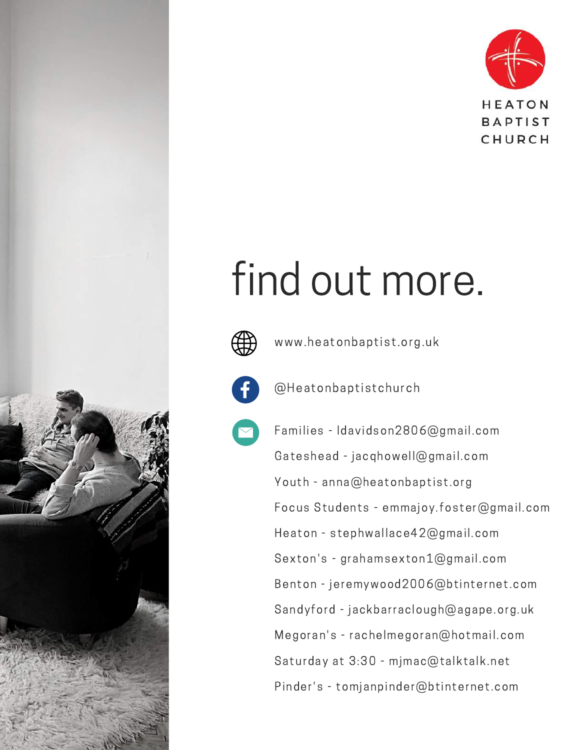HEATON BAPTIST CHURCH

# find out more.

www.heatonbaptist.org.uk

@Heatonbaptistchurch

Families - ldavidson2806@gmail.com

Gateshead - jacqhowell@gmail.com

Youth - anna@heatonbaptist.org

Focus Students - emmajoy.foster@gmail.com

Heaton - stephwallace42@gmail.com

Sexton's - grahamsexton1@gmail.com

Benton - jeremywood2006@btinternet.com

Sandyford - jackbarraclough@agape.org.uk

Megoran's - rachelmegoran@hotmail.com

Saturday at 3:30 - mjmac@talktalk.net

Pinder's - tomjanpinder@btinternet.com